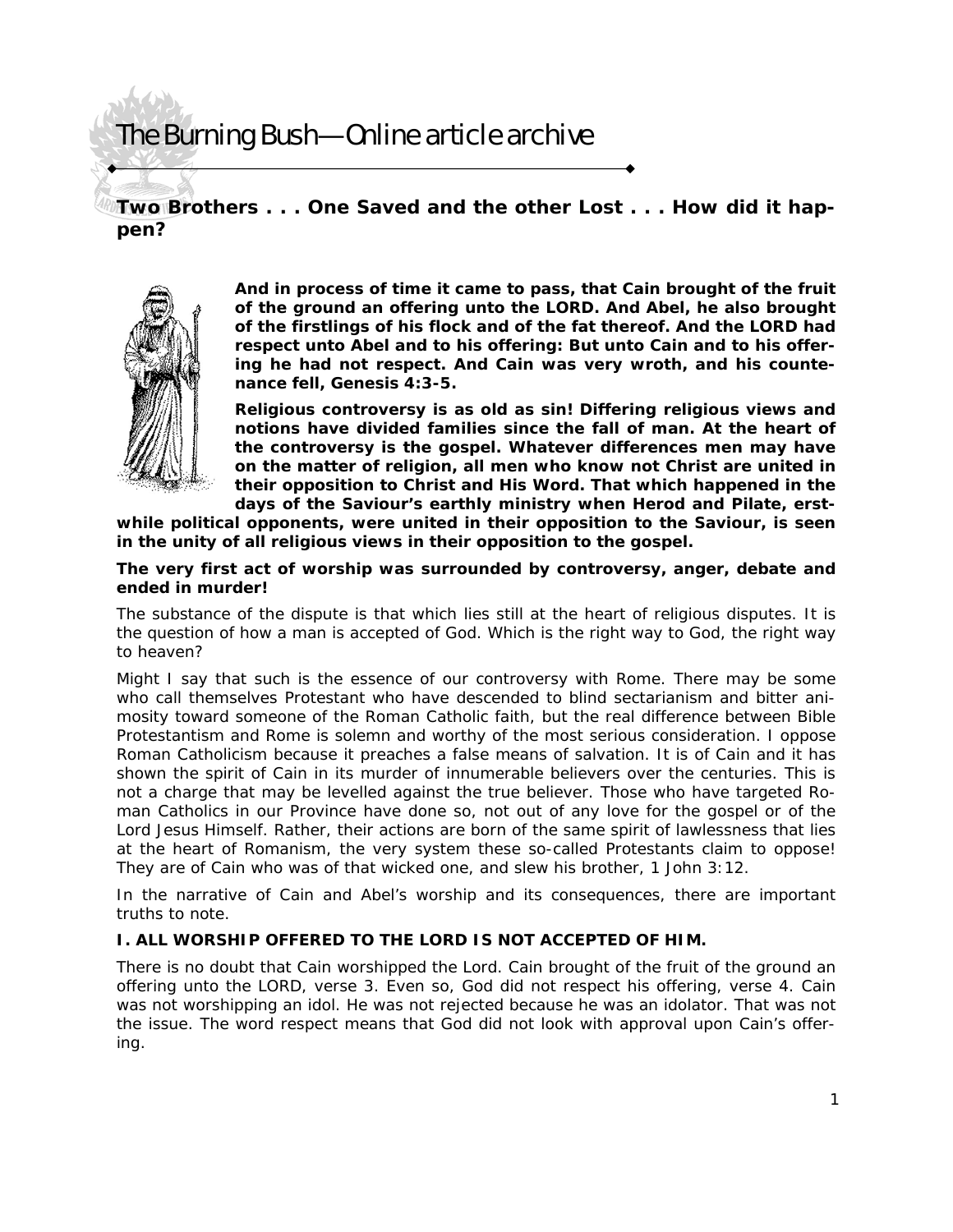# The Burning Bush—Online article archive

## Two Brothers . . . One Saved and the other Lost . . . How did it happen?

**And in process of time it came to pass, that Cain brought of the fruit of the ground an offering unto the LORD. And Abel, he also brought of the firstlings of his flock and of the fat thereof. And the LORD had respect unto Abel and to his offering: But unto Cain and to his offering he had not respect. And Cain was very wroth, and his countenance fell, Genesis 4:3-5.**

**Religious controversy is as old as sin! Differing religious views and notions have divided families since the fall of man. At the heart of the controversy is the gospel. Whatever differences men may have on the matter of religion, all men who know not Christ are united in their opposition to Christ and His Word. That which happened in the days of the Saviour's earthly ministry when Herod and Pilate, erstwhile political opponents, were united in their opposition to the Saviour, is seen in the unity of all religious views in their opposition to the gospel.**

**The very first act of worship was surrounded by controversy, anger, debate and ended in murder!**

The substance of the dispute is that which lies still at the heart of religious disputes. It is the question of how a man is accepted of God. Which is the right way to God, the right way to heaven?

Might I say that such is the essence of our controversy with Rome. There may be some who call themselves Protestant who have descended to blind sectarianism and bitter animosity toward someone of the Roman Catholic faith, but the real difference between Bible Protestantism and Rome is solemn and worthy of the most serious consideration. I oppose Roman Catholicism because it preaches a false means of salvation. It is of Cain and it has shown the spirit of Cain in its murder of innumerable believers over the centuries. This is not a charge that may be levelled against the true believer. Those who have targeted Roman Catholics in our Province have done so, not out of any love for the gospel or of the Lord Jesus Himself. Rather, their actions are born of the same spirit of lawlessness that lies at the heart of Romanism, the very system these so-called Protestants claim to oppose! They are of Cain who was of that wicked one, and slew his brother, 1 John 3:12.

In the narrative of Cain and Abel's worship and its consequences, there are important truths to note.

### I. ALL WORSHIP OFFERED TO THE LORD IS NOT ACCEPTED OF HIM.

There is no doubt that Cain worshipped the Lord. Cain brought of the fruit of the ground an offering unto the LORD, verse 3. Even so, God did not respect his offering, verse 4. Cain was not worshipping an idol. He was not rejected because he was an idolator. That was not the issue. The word respect means that God did not look with approval upon Cain's offering.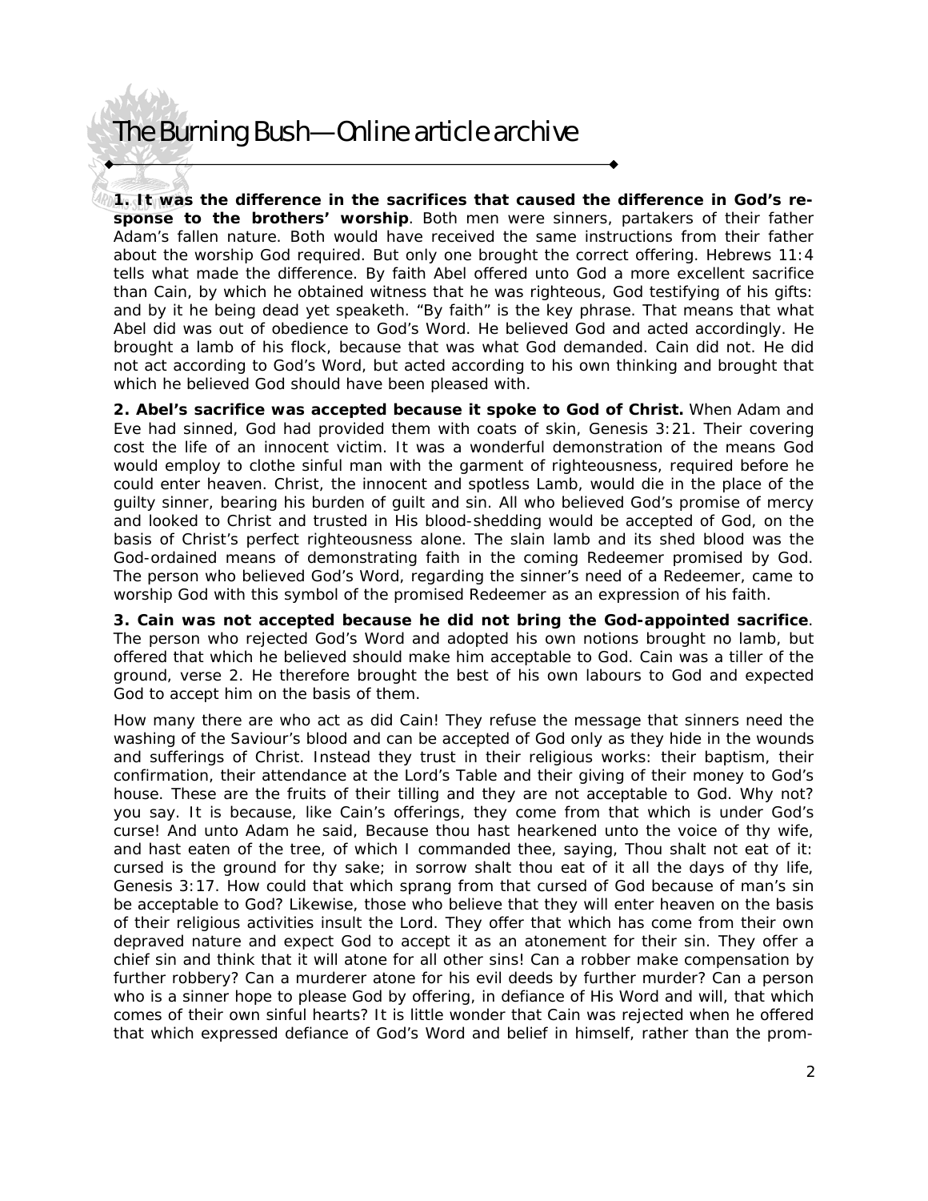**1. It was the difference in the sacrifices that caused the difference in God's response to the brothers' worship**. Both men were sinners, partakers of their father Adam's fallen nature. Both would have received the same instructions from their father about the worship God required. But only one brought the correct offering. Hebrews 11:4 tells what made the difference. By faith Abel offered unto God a more excellent sacrifice than Cain, by which he obtained witness that he was righteous, God testifying of his gifts: and by it he being dead yet speaketh. "By faith" is the key phrase. That means that what Abel did was out of obedience to God's Word. He believed God and acted accordingly. He brought a lamb of his flock, because that was what God demanded. Cain did not. He did not act according to God's Word, but acted according to his own thinking and brought that which he believed God should have been pleased with.

**2. Abel's sacrifice was accepted because it spoke to God of Christ.** When Adam and Eve had sinned, God had provided them with coats of skin, Genesis 3:21. Their covering cost the life of an innocent victim. It was a wonderful demonstration of the means God would employ to clothe sinful man with the garment of righteousness, required before he could enter heaven. Christ, the innocent and spotless Lamb, would die in the place of the guilty sinner, bearing his burden of guilt and sin. All who believed God's promise of mercy and looked to Christ and trusted in His blood-shedding would be accepted of God, on the basis of Christ's perfect righteousness alone. The slain lamb and its shed blood was the God-ordained means of demonstrating faith in the coming Redeemer promised by God. The person who believed God's Word, regarding the sinner's need of a Redeemer, came to worship God with this symbol of the promised Redeemer as an expression of his faith.

**3. Cain was not accepted because he did not bring the God-appointed sacrifice**. The person who rejected God's Word and adopted his own notions brought no lamb, but offered that which he believed should make him acceptable to God. Cain was a tiller of the ground, verse 2. He therefore brought the best of his own labours to God and expected God to accept him on the basis of them.

How many there are who act as did Cain! They refuse the message that sinners need the washing of the Saviour's blood and can be accepted of God only as they hide in the wounds and sufferings of Christ. Instead they trust in their religious works: their baptism, their confirmation, their attendance at the Lord's Table and their giving of their money to God's house. These are the fruits of their tilling and they are not acceptable to God. Why not? you say. It is because, like Cain's offerings, they come from that which is under God's curse! And unto Adam he said, Because thou hast hearkened unto the voice of thy wife, and hast eaten of the tree, of which I commanded thee, saying, Thou shalt not eat of it: cursed is the ground for thy sake; in sorrow shalt thou eat of it all the days of thy life, Genesis 3:17. How could that which sprang from that cursed of God because of man's sin be acceptable to God? Likewise, those who believe that they will enter heaven on the basis of their religious activities insult the Lord. They offer that which has come from their own depraved nature and expect God to accept it as an atonement for their sin. They offer a chief sin and think that it will atone for all other sins! Can a robber make compensation by further robbery? Can a murderer atone for his evil deeds by further murder? Can a person who is a sinner hope to please God by offering, in defiance of His Word and will, that which comes of their own sinful hearts? It is little wonder that Cain was rejected when he offered that which expressed defiance of God's Word and belief in himself, rather than the prom-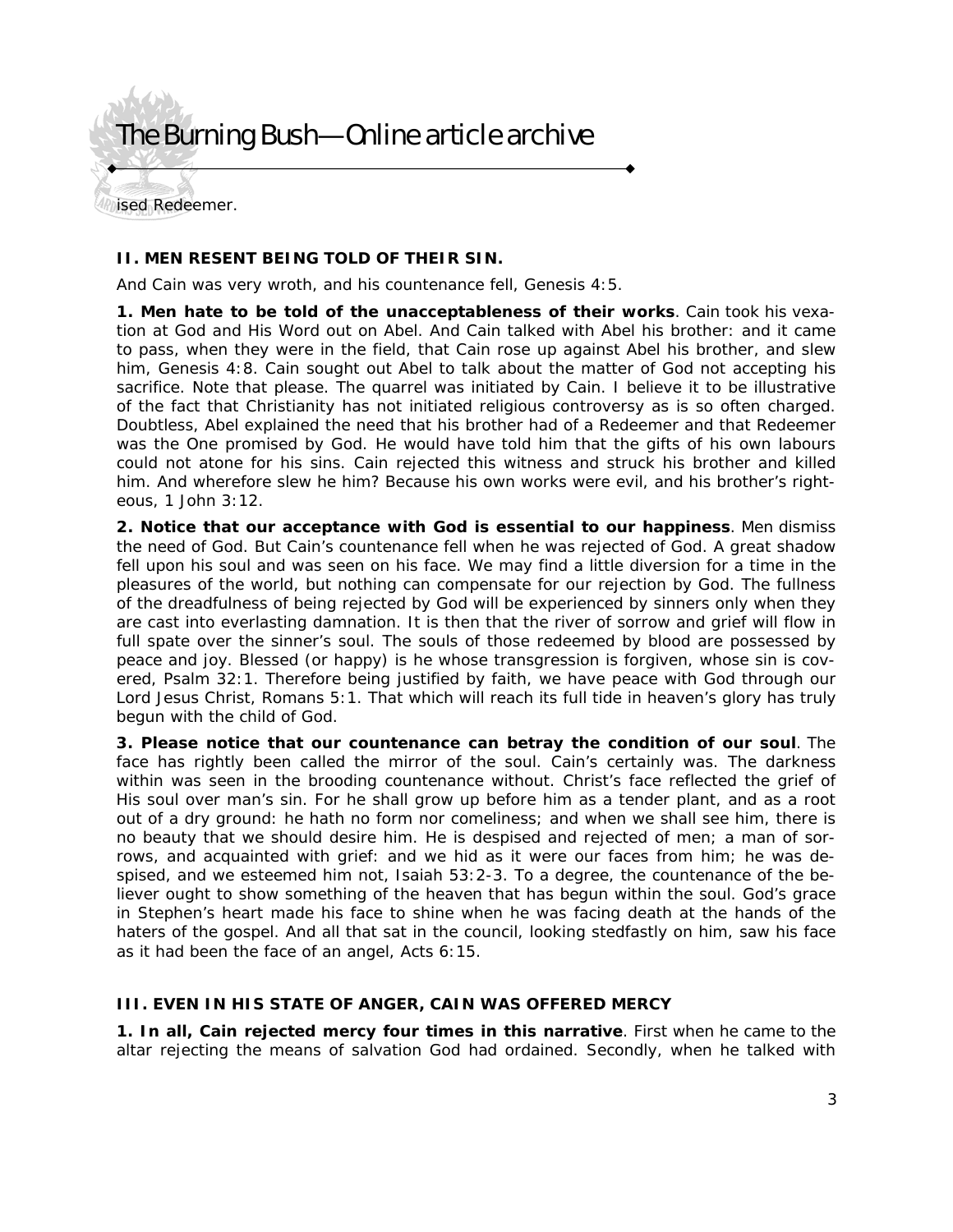ised Redeemer.

### II. MEN RESENT BEING TOLD OF THEIR SIN.

And Cain was very wroth, and his countenance fell, Genesis 4:5.

**1. Men hate to be told of the unacceptableness of their works**. Cain took his vexation at God and His Word out on Abel. And Cain talked with Abel his brother: and it came to pass, when they were in the field, that Cain rose up against Abel his brother, and slew him, Genesis 4:8. Cain sought out Abel to talk about the matter of God not accepting his sacrifice. Note that please. The quarrel was initiated by Cain. I believe it to be illustrative of the fact that Christianity has not initiated religious controversy as is so often charged. Doubtless, Abel explained the need that his brother had of a Redeemer and that Redeemer was the One promised by God. He would have told him that the gifts of his own labours could not atone for his sins. Cain rejected this witness and struck his brother and killed him. And wherefore slew he him? Because his own works were evil, and his brother's righteous, 1 John 3:12.

**2. Notice that our acceptance with God is essential to our happiness**. Men dismiss the need of God. But Cain's countenance fell when he was rejected of God. A great shadow fell upon his soul and was seen on his face. We may find a little diversion for a time in the pleasures of the world, but nothing can compensate for our rejection by God. The fullness of the dreadfulness of being rejected by God will be experienced by sinners only when they are cast into everlasting damnation. It is then that the river of sorrow and grief will flow in full spate over the sinner's soul. The souls of those redeemed by blood are possessed by peace and joy. Blessed (or happy) is he whose transgression is forgiven, whose sin is covered, Psalm 32:1. Therefore being justified by faith, we have peace with God through our Lord Jesus Christ, Romans 5:1. That which will reach its full tide in heaven's glory has truly begun with the child of God.

**3. Please notice that our countenance can betray the condition of our soul**. The face has rightly been called the mirror of the soul. Cain's certainly was. The darkness within was seen in the brooding countenance without. Christ's face reflected the grief of His soul over man's sin. For he shall grow up before him as a tender plant, and as a root out of a dry ground: he hath no form nor comeliness; and when we shall see him, there is no beauty that we should desire him. He is despised and rejected of men; a man of sorrows, and acquainted with grief: and we hid as it were our faces from him; he was despised, and we esteemed him not, Isaiah 53:2-3. To a degree, the countenance of the believer ought to show something of the heaven that has begun within the soul. God's grace in Stephen's heart made his face to shine when he was facing death at the hands of the haters of the gospel. And all that sat in the council, looking stedfastly on him, saw his face as it had been the face of an angel, Acts 6:15.

### III. EVEN IN HIS STATE OF ANGER, CAIN WAS OFFERED MERCY

**1. In all, Cain rejected mercy four times in this narrative**. First when he came to the altar rejecting the means of salvation God had ordained. Secondly, when he talked with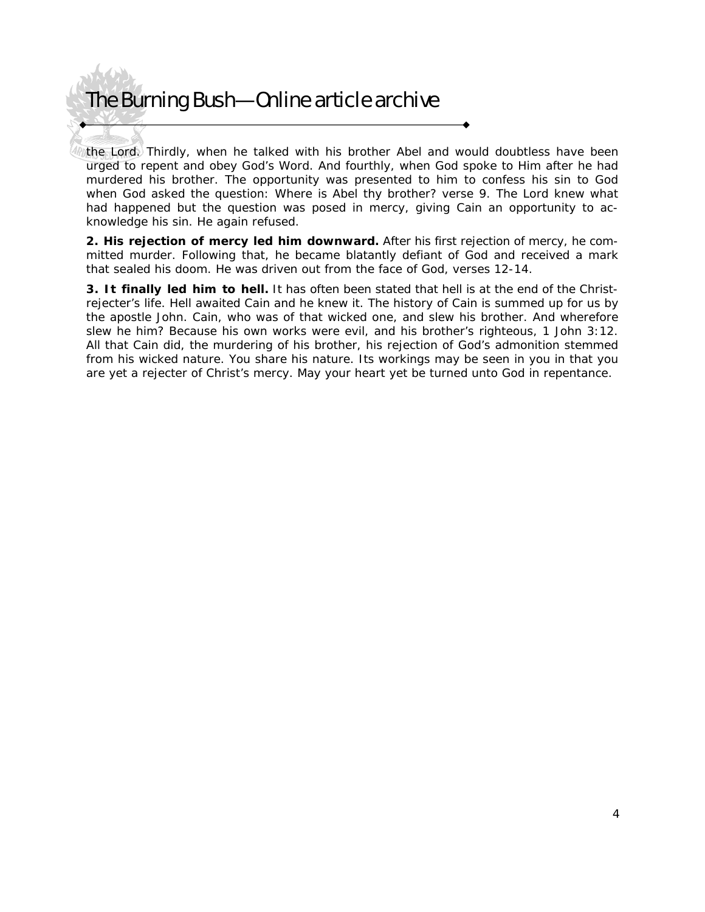the Lord. Thirdly, when he talked with his brother Abel and would doubtless have been urged to repent and obey God's Word. And fourthly, when God spoke to Him after he had murdered his brother. The opportunity was presented to him to confess his sin to God when God asked the question: Where is Abel thy brother? verse 9. The Lord knew what had happened but the question was posed in mercy, giving Cain an opportunity to acknowledge his sin. He again refused.

**2. His rejection of mercy led him downward.** After his first rejection of mercy, he committed murder. Following that, he became blatantly defiant of God and received a mark that sealed his doom. He was driven out from the face of God, verses 12-14.

**3. It finally led him to hell.** It has often been stated that hell is at the end of the Christ-rejecter's life. Hell awaited Cain and he knew it. The history of Cain is summed up for us by the apostle John. Cain, who was of that wicked one, and slew his brother. And wherefore slew he him? Because his own works were evil, and his brother's righteous, 1 John 3:12. All that Cain did, the murdering of his brother, his rejection of God's admonition stemmed from his wicked nature. You share his nature. Its workings may be seen in you in that you are yet a rejecter of Christ's mercy. May your heart yet be turned unto God in repentance.